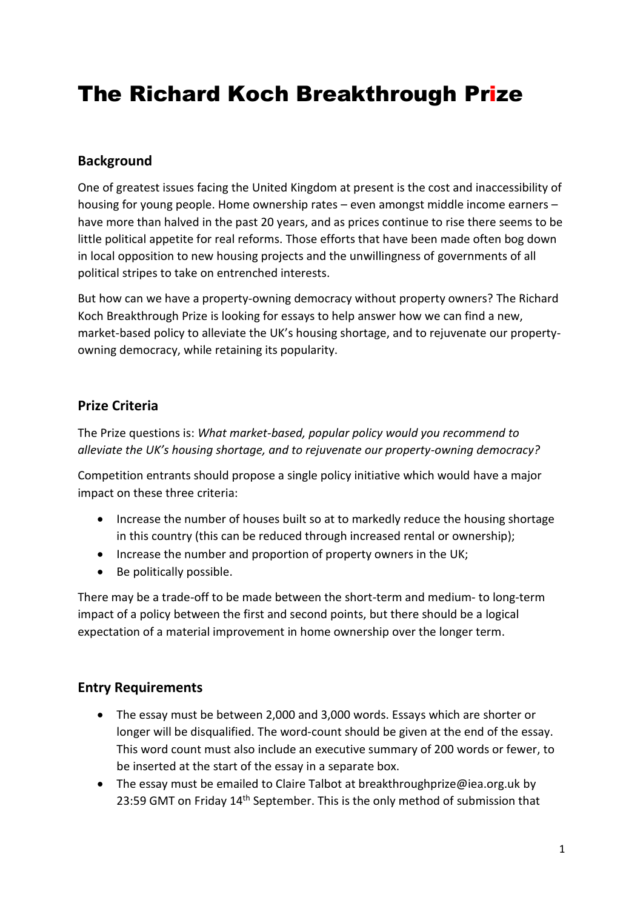# The Richard Koch Breakthrough Prize

## Background

One of greatest issues facing the United Kingdom at present is the cost and inaccessibility of housing for young people. Home ownership rates – even amongst middle income earners – have more than halved in the past 20 years, and as prices continue to rise there seems to be little political appetite for real reforms. Those efforts that have been made often bog down in local opposition to new housing projects and the unwillingness of governments of all political stripes to take on entrenched interests.

But how can we have a property-owning democracy without property owners? The Richard Koch Breakthrough Prize is looking for essays to help answer how we can find a new, market-based policy to alleviate the UK's housing shortage, and to rejuvenate our property-owning democracy, while retaining its popularity.

## Prize Criteria

The Prize questions is: *What market-based, popular policy would you recommend to alleviate the UK's housing shortage, and to rejuvenate our property-owning democracy?*

Competition entrants should propose a single policy initiative which would have a major impact on these three criteria:

- Increase the number of houses built so at to markedly reduce the housing shortage in this country (this can be reduced through increased rental or ownership);
- Increase the number and proportion of property owners in the UK;
- Be politically possible.

There may be a trade-off to be made between the short-term and medium- to long-term impact of a policy between the first and second points, but there should be a logical expectation of a material improvement in home ownership over the longer term.

## Entry Requirements

- The essay must be between 2,000 and 3,000 words. Essays which are shorter or longer will be disqualified. The word-count should be given at the end of the essay. This word count must also include an executive summary of 200 words or fewer, to be inserted at the start of the essay in a separate box.
- The essay must be emailed to Claire Talbot at breakthroughprize@iea.org.uk by 23:59 GMT on Friday 14th September. This is the only method of submission that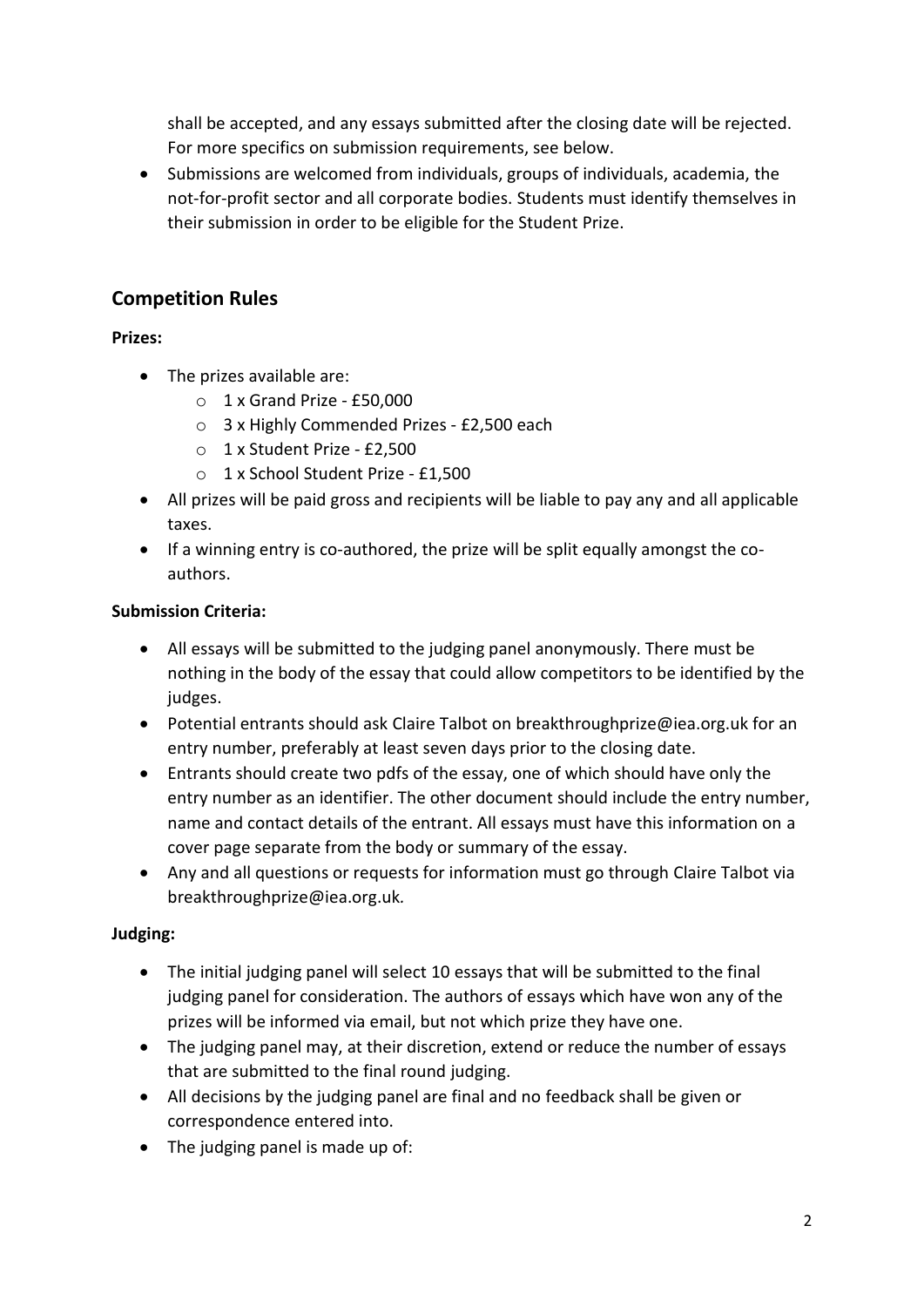shall be accepted, and any essays submitted after the closing date will be rejected. For more specifics on submission requirements, see below.

- Submissions are welcomed from individuals, groups of individuals, academia, the not-for-profit sector and all corporate bodies. Students must identify themselves in their submission in order to be eligible for the Student Prize.

## Competition Rules

**Prizes:**

- The prizes available are:
  - 1 x Grand Prize - £50,000
  - 3 x Highly Commended Prizes - £2,500 each
  - 1 x Student Prize - £2,500
  - 1 x School Student Prize - £1,500
- All prizes will be paid gross and recipients will be liable to pay any and all applicable taxes.
- If a winning entry is co-authored, the prize will be split equally amongst the co-authors.

**Submission Criteria:**

- All essays will be submitted to the judging panel anonymously. There must be nothing in the body of the essay that could allow competitors to be identified by the judges.
- Potential entrants should ask Claire Talbot on breakthroughprize@iea.org.uk for an entry number, preferably at least seven days prior to the closing date.
- Entrants should create two pdfs of the essay, one of which should have only the entry number as an identifier. The other document should include the entry number, name and contact details of the entrant. All essays must have this information on a cover page separate from the body or summary of the essay.
- Any and all questions or requests for information must go through Claire Talbot via breakthroughprize@iea.org.uk.

**Judging:**

- The initial judging panel will select 10 essays that will be submitted to the final judging panel for consideration. The authors of essays which have won any of the prizes will be informed via email, but not which prize they have one.
- The judging panel may, at their discretion, extend or reduce the number of essays that are submitted to the final round judging.
- All decisions by the judging panel are final and no feedback shall be given or correspondence entered into.
- The judging panel is made up of: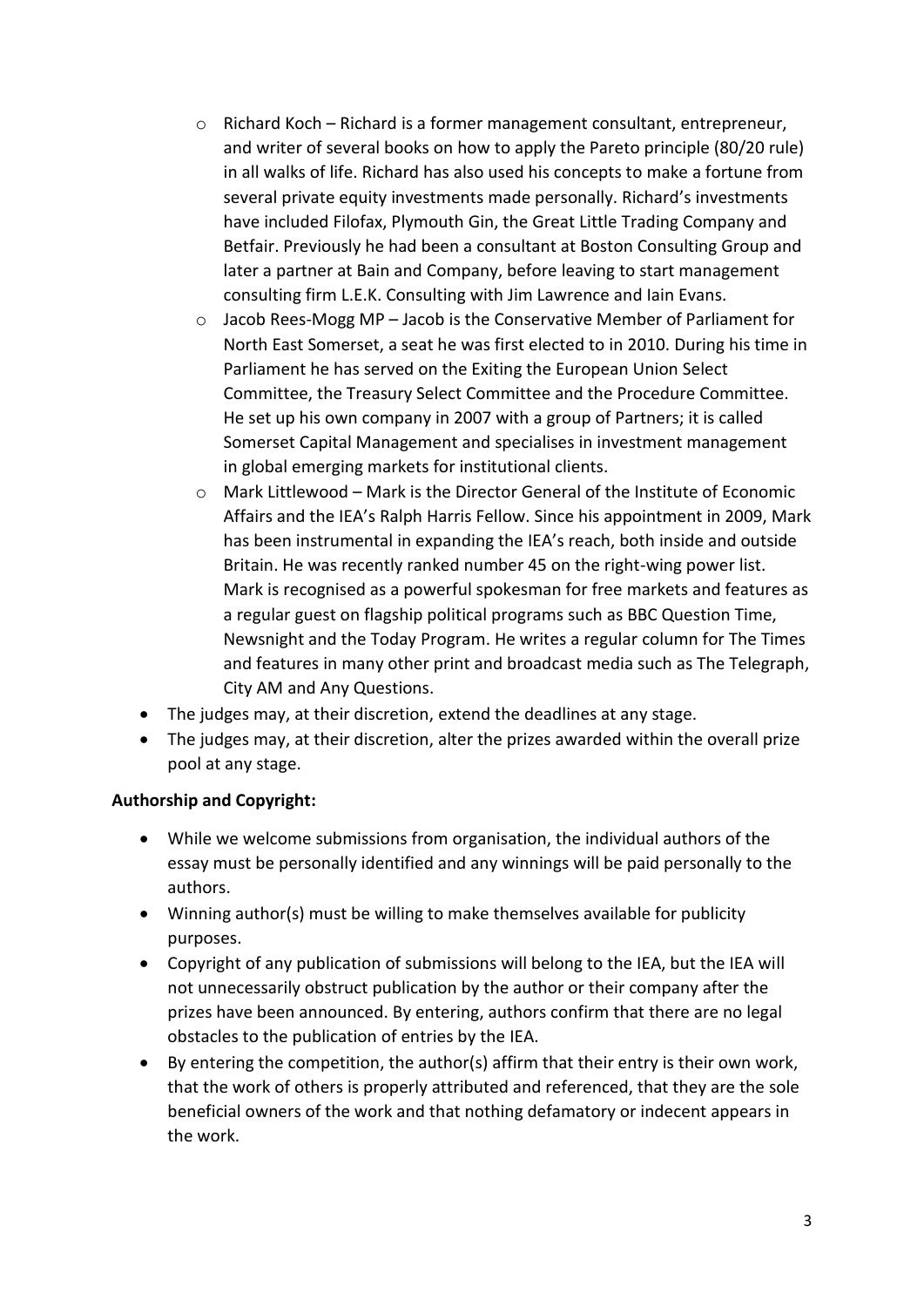- Richard Koch – Richard is a former management consultant, entrepreneur, and writer of several books on how to apply the Pareto principle (80/20 rule) in all walks of life. Richard has also used his concepts to make a fortune from several private equity investments made personally. Richard's investments have included Filofax, Plymouth Gin, the Great Little Trading Company and Betfair. Previously he had been a consultant at Boston Consulting Group and later a partner at Bain and Company, before leaving to start management consulting firm L.E.K. Consulting with Jim Lawrence and Iain Evans.
  - Jacob Rees-Mogg MP – Jacob is the Conservative Member of Parliament for North East Somerset, a seat he was first elected to in 2010. During his time in Parliament he has served on the Exiting the European Union Select Committee, the Treasury Select Committee and the Procedure Committee. He set up his own company in 2007 with a group of Partners; it is called Somerset Capital Management and specialises in investment management in global emerging markets for institutional clients.
  - Mark Littlewood – Mark is the Director General of the Institute of Economic Affairs and the IEA's Ralph Harris Fellow. Since his appointment in 2009, Mark has been instrumental in expanding the IEA's reach, both inside and outside Britain. He was recently ranked number 45 on the right-wing power list. Mark is recognised as a powerful spokesman for free markets and features as a regular guest on flagship political programs such as BBC Question Time, Newsnight and the Today Program. He writes a regular column for The Times and features in many other print and broadcast media such as The Telegraph, City AM and Any Questions.
- The judges may, at their discretion, extend the deadlines at any stage.
- The judges may, at their discretion, alter the prizes awarded within the overall prize pool at any stage.

**Authorship and Copyright:**

- While we welcome submissions from organisation, the individual authors of the essay must be personally identified and any winnings will be paid personally to the authors.
- Winning author(s) must be willing to make themselves available for publicity purposes.
- Copyright of any publication of submissions will belong to the IEA, but the IEA will not unnecessarily obstruct publication by the author or their company after the prizes have been announced. By entering, authors confirm that there are no legal obstacles to the publication of entries by the IEA.
- By entering the competition, the author(s) affirm that their entry is their own work, that the work of others is properly attributed and referenced, that they are the sole beneficial owners of the work and that nothing defamatory or indecent appears in the work.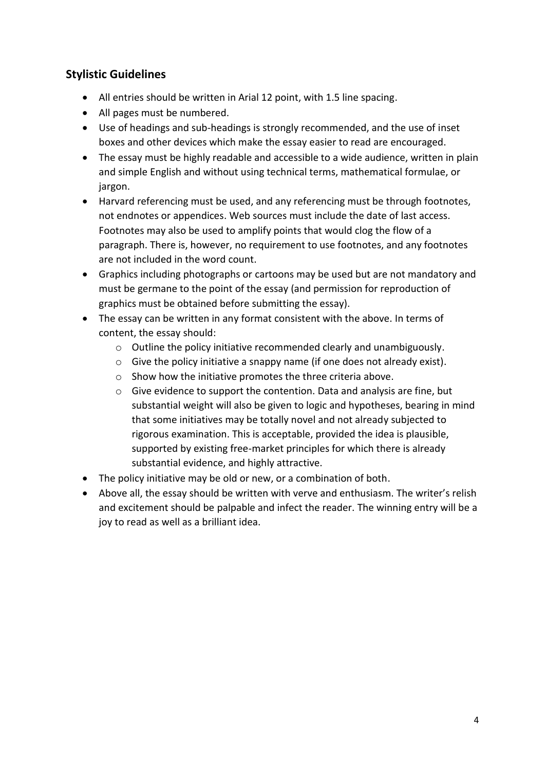## Stylistic Guidelines

- All entries should be written in Arial 12 point, with 1.5 line spacing.
- All pages must be numbered.
- Use of headings and sub-headings is strongly recommended, and the use of inset boxes and other devices which make the essay easier to read are encouraged.
- The essay must be highly readable and accessible to a wide audience, written in plain and simple English and without using technical terms, mathematical formulae, or jargon.
- Harvard referencing must be used, and any referencing must be through footnotes, not endnotes or appendices. Web sources must include the date of last access. Footnotes may also be used to amplify points that would clog the flow of a paragraph. There is, however, no requirement to use footnotes, and any footnotes are not included in the word count.
- Graphics including photographs or cartoons may be used but are not mandatory and must be germane to the point of the essay (and permission for reproduction of graphics must be obtained before submitting the essay).
- The essay can be written in any format consistent with the above. In terms of content, the essay should:
  - Outline the policy initiative recommended clearly and unambiguously.
  - Give the policy initiative a snappy name (if one does not already exist).
  - Show how the initiative promotes the three criteria above.
  - Give evidence to support the contention. Data and analysis are fine, but substantial weight will also be given to logic and hypotheses, bearing in mind that some initiatives may be totally novel and not already subjected to rigorous examination. This is acceptable, provided the idea is plausible, supported by existing free-market principles for which there is already substantial evidence, and highly attractive.
- The policy initiative may be old or new, or a combination of both.
- Above all, the essay should be written with verve and enthusiasm. The writer's relish and excitement should be palpable and infect the reader. The winning entry will be a joy to read as well as a brilliant idea.